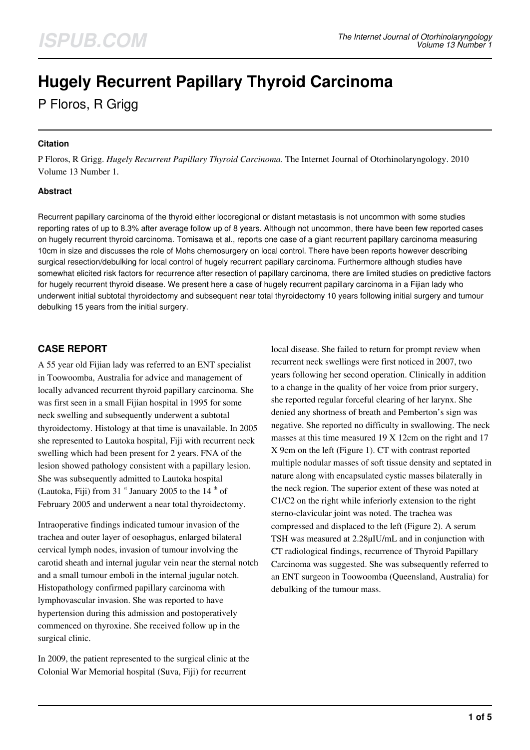# Hugely Recurrent Papillary Thyroid Carcinoma

P Floros, R Grigg

### Citation

P Floros, R Grigg. *Hugely Recurrent Papillary Thyroid Carcinoma*. The Internet Journal of Otorhinolaryngology. 2010 Volume 13 Number 1.

### Abstract

Recurrent papillary carcinoma of the thyroid either locoregional or distant metastasis is not uncommon with some studies reporting rates of up to 8.3% after average follow up of 8 years. Although not uncommon, there have been few reported cases on hugely recurrent thyroid carcinoma. Tomisawa et al., reports one case of a giant recurrent papillary carcinoma measuring 10cm in size and discusses the role of Mohs chemosurgery on local control. There have been reports however describing surgical resection/debulking for local control of hugely recurrent papillary carcinoma. Furthermore although studies have somewhat elicited risk factors for recurrence after resection of papillary carcinoma, there are limited studies on predictive factors for hugely recurrent thyroid disease. We present here a case of hugely recurrent papillary carcinoma in a Fijian lady who underwent initial subtotal thyroidectomy and subsequent near total thyroidectomy 10 years following initial surgery and tumour debulking 15 years from the initial surgery.

## CASE REPORT

A 55 year old Fijian lady was referred to an ENT specialist in Toowoomba, Australia for advice and management of locally advanced recurrent thyroid papillary carcinoma. She was first seen in a small Fijian hospital in 1995 for some neck swelling and subsequently underwent a subtotal thyroidectomy. Histology at that time is unavailable. In 2005 she represented to Lautoka hospital, Fiji with recurrent neck swelling which had been present for 2 years. FNA of the lesion showed pathology consistent with a papillary lesion. She was subsequently admitted to Lautoka hospital (Lautoka, Fiji) from 31 st January 2005 to the 14 th of February 2005 and underwent a near total thyroidectomy.

Intraoperative findings indicated tumour invasion of the trachea and outer layer of oesophagus, enlarged bilateral cervical lymph nodes, invasion of tumour involving the carotid sheath and internal jugular vein near the sternal notch and a small tumour emboli in the internal jugular notch. Histopathology confirmed papillary carcinoma with lymphovascular invasion. She was reported to have hypertension during this admission and postoperatively commenced on thyroxine. She received follow up in the surgical clinic.

In 2009, the patient represented to the surgical clinic at the Colonial War Memorial hospital (Suva, Fiji) for recurrent local disease. She failed to return for prompt review when recurrent neck swellings were first noticed in 2007, two years following her second operation. Clinically in addition to a change in the quality of her voice from prior surgery, she reported regular forceful clearing of her larynx. She denied any shortness of breath and Pemberton's sign was negative. She reported no difficulty in swallowing. The neck masses at this time measured 19 X 12cm on the right and 17 X 9cm on the left (Figure 1). CT with contrast reported multiple nodular masses of soft tissue density and septated in nature along with encapsulated cystic masses bilaterally in the neck region. The superior extent of these was noted at C1/C2 on the right while inferiorly extension to the right sterno-clavicular joint was noted. The trachea was compressed and displaced to the left (Figure 2). A serum TSH was measured at 2.28μIU/mL and in conjunction with CT radiological findings, recurrence of Thyroid Papillary Carcinoma was suggested. She was subsequently referred to an ENT surgeon in Toowoomba (Queensland, Australia) for debulking of the tumour mass.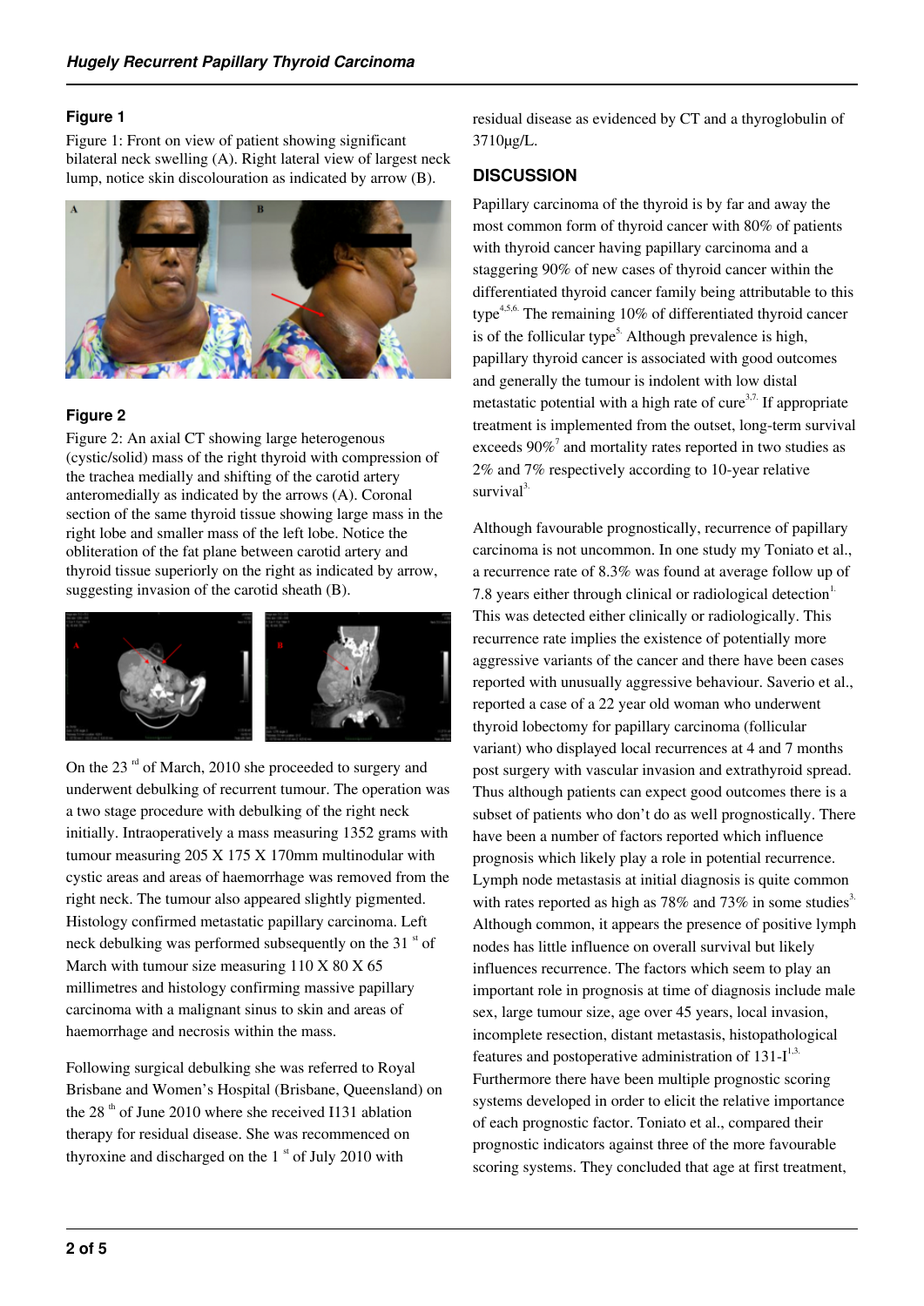### Figure 1

Figure 1: Front on view of patient showing significant bilateral neck swelling (A). Right lateral view of largest neck lump, notice skin discolouration as indicated by arrow (B).

### Figure 2

Figure 2: An axial CT showing large heterogenous (cystic/solid) mass of the right thyroid with compression of the trachea medially and shifting of the carotid artery anteromedially as indicated by the arrows (A). Coronal section of the same thyroid tissue showing large mass in the right lobe and smaller mass of the left lobe. Notice the obliteration of the fat plane between carotid artery and thyroid tissue superiorly on the right as indicated by arrow, suggesting invasion of the carotid sheath (B).

On the 23 rd of March, 2010 she proceeded to surgery and underwent debulking of recurrent tumour. The operation was a two stage procedure with debulking of the right neck initially. Intraoperatively a mass measuring 1352 grams with tumour measuring 205 X 175 X 170mm multinodular with cystic areas and areas of haemorrhage was removed from the right neck. The tumour also appeared slightly pigmented. Histology confirmed metastatic papillary carcinoma. Left neck debulking was performed subsequently on the 31 st of March with tumour size measuring 110 X 80 X 65 millimetres and histology confirming massive papillary carcinoma with a malignant sinus to skin and areas of haemorrhage and necrosis within the mass.

Following surgical debulking she was referred to Royal Brisbane and Women's Hospital (Brisbane, Queensland) on the 28 th of June 2010 where she received I131 ablation therapy for residual disease. She was recommenced on thyroxine and discharged on the 1 st of July 2010 with residual disease as evidenced by CT and a thyroglobulin of 3710µg/L.

## DISCUSSION

Papillary carcinoma of the thyroid is by far and away the most common form of thyroid cancer with 80% of patients with thyroid cancer having papillary carcinoma and a staggering 90% of new cases of thyroid cancer within the differentiated thyroid cancer family being attributable to this type[4,5,6.] The remaining 10% of differentiated thyroid cancer is of the follicular type[5.] Although prevalence is high, papillary thyroid cancer is associated with good outcomes and generally the tumour is indolent with low distal metastatic potential with a high rate of cure[3,7.] If appropriate treatment is implemented from the outset, long-term survival exceeds 90%[7] and mortality rates reported in two studies as 2% and 7% respectively according to 10-year relative survival[3.]

Although favourable prognostically, recurrence of papillary carcinoma is not uncommon. In one study my Toniato et al., a recurrence rate of 8.3% was found at average follow up of 7.8 years either through clinical or radiological detection[1.] This was detected either clinically or radiologically. This recurrence rate implies the existence of potentially more aggressive variants of the cancer and there have been cases reported with unusually aggressive behaviour. Saverio et al., reported a case of a 22 year old woman who underwent thyroid lobectomy for papillary carcinoma (follicular variant) who displayed local recurrences at 4 and 7 months post surgery with vascular invasion and extrathyroid spread. Thus although patients can expect good outcomes there is a subset of patients who don't do as well prognostically. There have been a number of factors reported which influence prognosis which likely play a role in potential recurrence. Lymph node metastasis at initial diagnosis is quite common with rates reported as high as 78% and 73% in some studies[3.] Although common, it appears the presence of positive lymph nodes has little influence on overall survival but likely influences recurrence. The factors which seem to play an important role in prognosis at time of diagnosis include male sex, large tumour size, age over 45 years, local invasion, incomplete resection, distant metastasis, histopathological features and postoperative administration of 131-I[1,3.] Furthermore there have been multiple prognostic scoring systems developed in order to elicit the relative importance of each prognostic factor. Toniato et al., compared their prognostic indicators against three of the more favourable scoring systems. They concluded that age at first treatment,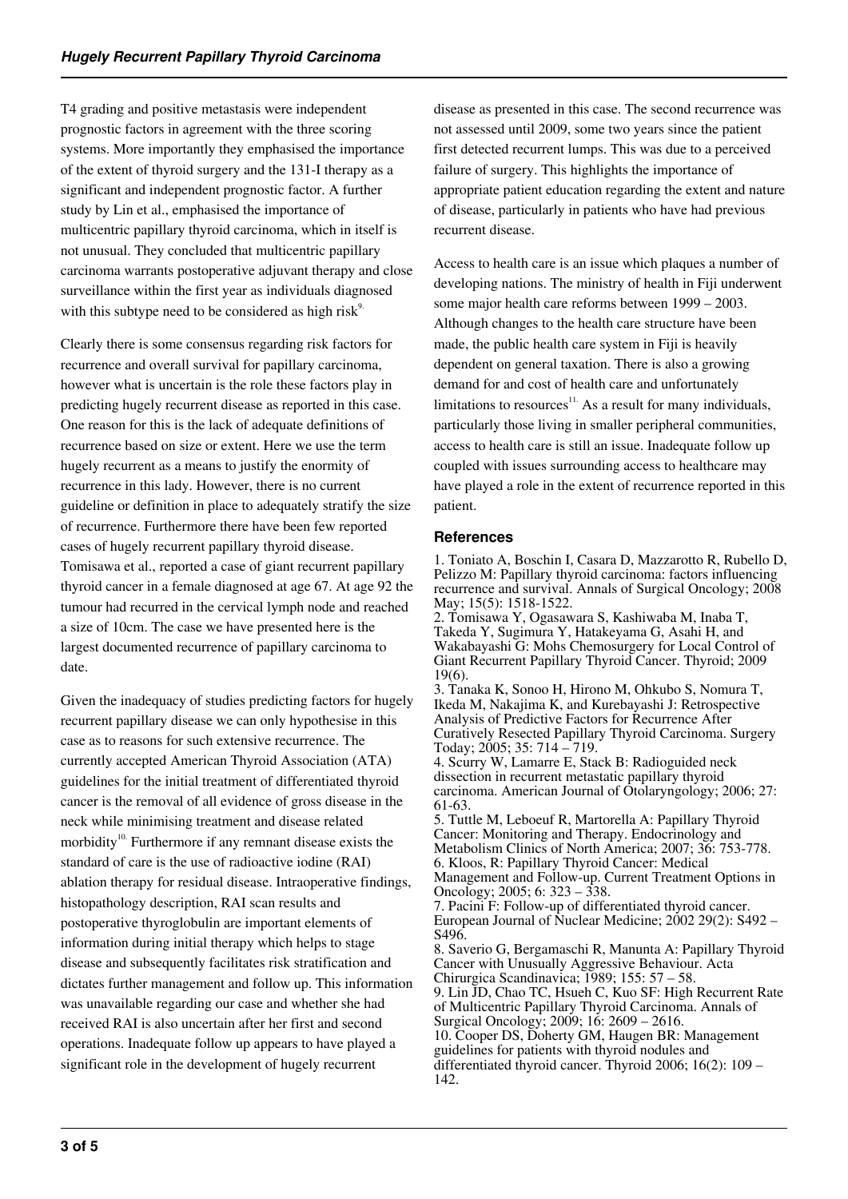T4 grading and positive metastasis were independent prognostic factors in agreement with the three scoring systems. More importantly they emphasised the importance of the extent of thyroid surgery and the 131-I therapy as a significant and independent prognostic factor. A further study by Lin et al., emphasised the importance of multicentric papillary thyroid carcinoma, which in itself is not unusual. They concluded that multicentric papillary carcinoma warrants postoperative adjuvant therapy and close surveillance within the first year as individuals diagnosed with this subtype need to be considered as high risk[9].

Clearly there is some consensus regarding risk factors for recurrence and overall survival for papillary carcinoma, however what is uncertain is the role these factors play in predicting hugely recurrent disease as reported in this case. One reason for this is the lack of adequate definitions of recurrence based on size or extent. Here we use the term hugely recurrent as a means to justify the enormity of recurrence in this lady. However, there is no current guideline or definition in place to adequately stratify the size of recurrence. Furthermore there have been few reported cases of hugely recurrent papillary thyroid disease. Tomisawa et al., reported a case of giant recurrent papillary thyroid cancer in a female diagnosed at age 67. At age 92 the tumour had recurred in the cervical lymph node and reached a size of 10cm. The case we have presented here is the largest documented recurrence of papillary carcinoma to date.

Given the inadequacy of studies predicting factors for hugely recurrent papillary disease we can only hypothesise in this case as to reasons for such extensive recurrence. The currently accepted American Thyroid Association (ATA) guidelines for the initial treatment of differentiated thyroid cancer is the removal of all evidence of gross disease in the neck while minimising treatment and disease related morbidity[10]. Furthermore if any remnant disease exists the standard of care is the use of radioactive iodine (RAI) ablation therapy for residual disease. Intraoperative findings, histopathology description, RAI scan results and postoperative thyroglobulin are important elements of information during initial therapy which helps to stage disease and subsequently facilitates risk stratification and dictates further management and follow up. This information was unavailable regarding our case and whether she had received RAI is also uncertain after her first and second operations. Inadequate follow up appears to have played a significant role in the development of hugely recurrent disease as presented in this case. The second recurrence was not assessed until 2009, some two years since the patient first detected recurrent lumps. This was due to a perceived failure of surgery. This highlights the importance of appropriate patient education regarding the extent and nature of disease, particularly in patients who have had previous recurrent disease.

Access to health care is an issue which plaques a number of developing nations. The ministry of health in Fiji underwent some major health care reforms between 1999 – 2003. Although changes to the health care structure have been made, the public health care system in Fiji is heavily dependent on general taxation. There is also a growing demand for and cost of health care and unfortunately limitations to resources[11]. As a result for many individuals, particularly those living in smaller peripheral communities, access to health care is still an issue. Inadequate follow up coupled with issues surrounding access to healthcare may have played a role in the extent of recurrence reported in this patient.

## References

1. Toniato A, Boschin I, Casara D, Mazzarotto R, Rubello D, Pelizzo M: Papillary thyroid carcinoma: factors influencing recurrence and survival. Annals of Surgical Oncology; 2008 May; 15(5): 1518-1522.
2. Tomisawa Y, Ogasawara S, Kashiwaba M, Inaba T, Takeda Y, Sugimura Y, Hatakeyama G, Asahi H, and Wakabayashi G: Mohs Chemosurgery for Local Control of Giant Recurrent Papillary Thyroid Cancer. Thyroid; 2009 19(6).
3. Tanaka K, Sonoo H, Hirono M, Ohkubo S, Nomura T, Ikeda M, Nakajima K, and Kurebayashi J: Retrospective Analysis of Predictive Factors for Recurrence After Curatively Resected Papillary Thyroid Carcinoma. Surgery Today; 2005; 35: 714 – 719.
4. Scurry W, Lamarre E, Stack B: Radioguided neck dissection in recurrent metastatic papillary thyroid carcinoma. American Journal of Otolaryngology; 2006; 27: 61-63.
5. Tuttle M, Leboeuf R, Martorella A: Papillary Thyroid Cancer: Monitoring and Therapy. Endocrinology and Metabolism Clinics of North America; 2007; 36: 753-778.
6. Kloos, R: Papillary Thyroid Cancer: Medical Management and Follow-up. Current Treatment Options in Oncology; 2005; 6: 323 – 338.
7. Pacini F: Follow-up of differentiated thyroid cancer. European Journal of Nuclear Medicine; 2002 29(2): S492 – S496.
8. Saverio G, Bergamaschi R, Manunta A: Papillary Thyroid Cancer with Unusually Aggressive Behaviour. Acta Chirurgica Scandinavica; 1989; 155: 57 – 58.
9. Lin JD, Chao TC, Hsueh C, Kuo SF: High Recurrent Rate of Multicentric Papillary Thyroid Carcinoma. Annals of Surgical Oncology; 2009; 16: 2609 – 2616.
10. Cooper DS, Doherty GM, Haugen BR: Management guidelines for patients with thyroid nodules and differentiated thyroid cancer. Thyroid 2006; 16(2): 109 – 142.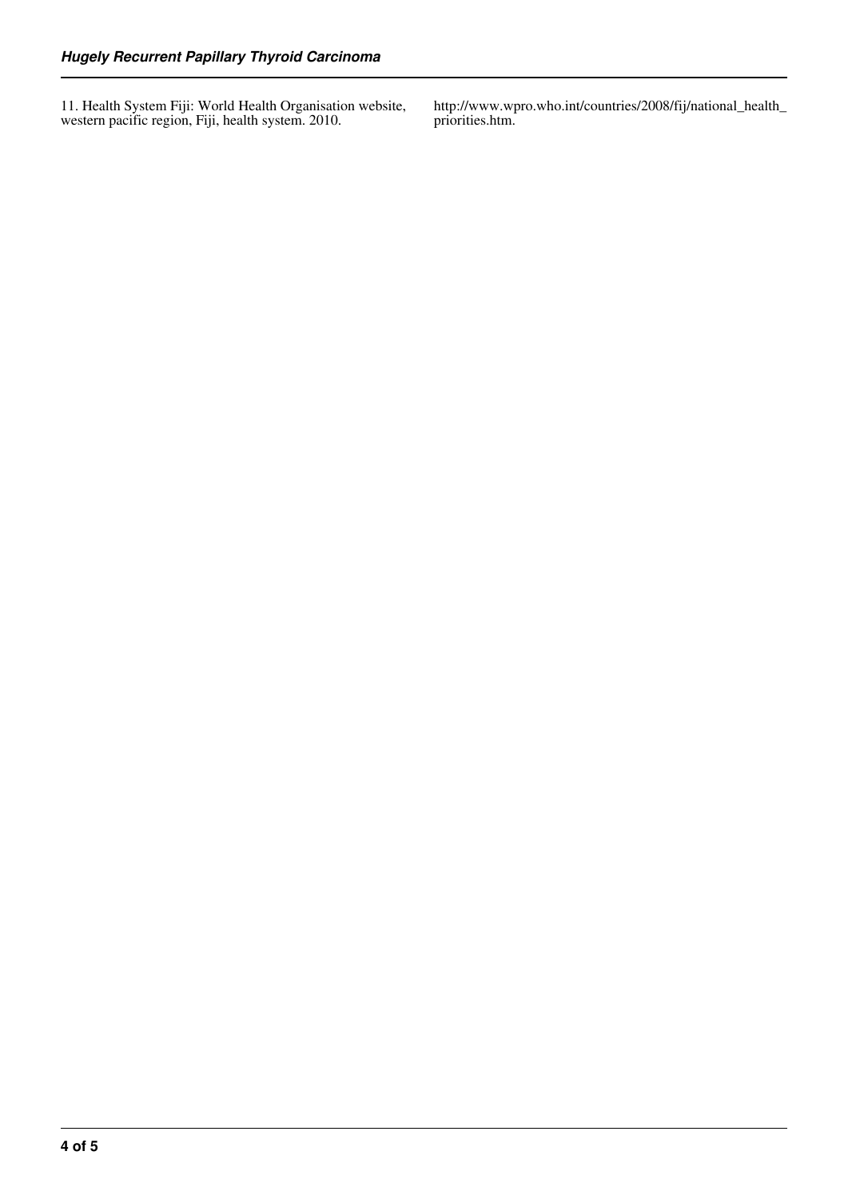11. Health System Fiji: World Health Organisation website, western pacific region, Fiji, health system. 2010. http://www.wpro.who.int/countries/2008/fij/national_health_priorities.htm.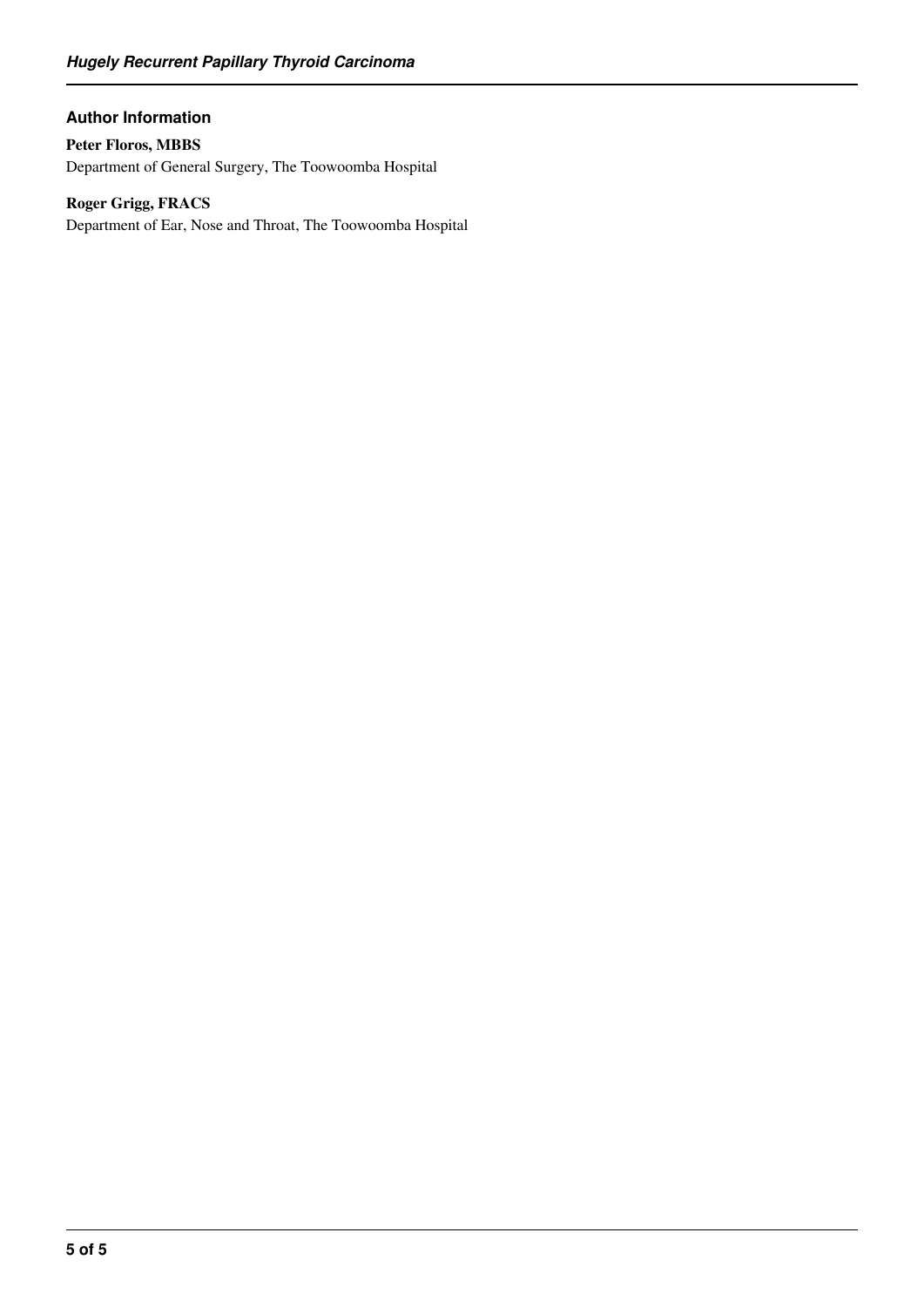## Author Information

**Peter Floros, MBBS**
Department of General Surgery, The Toowoomba Hospital

**Roger Grigg, FRACS**
Department of Ear, Nose and Throat, The Toowoomba Hospital